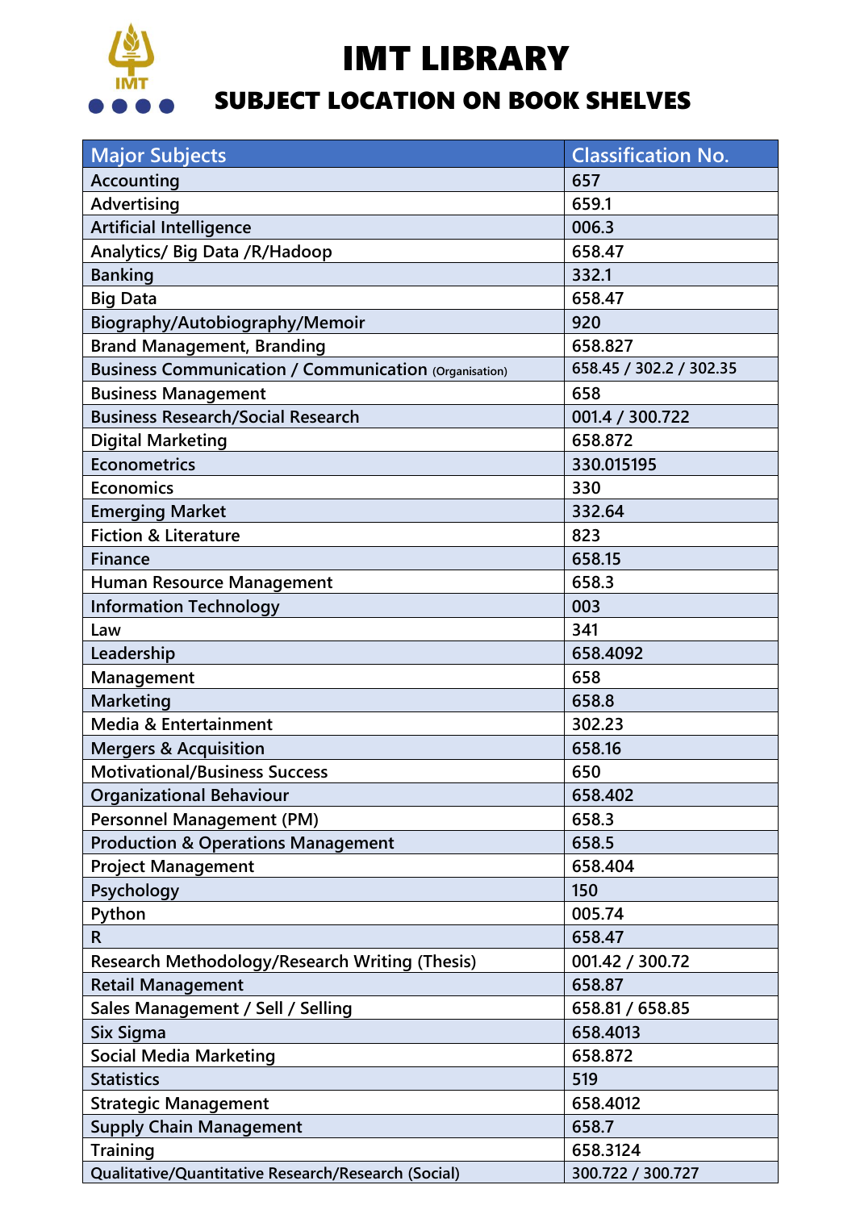# IMT LIBRARY

## SUBJECT LOCATION ON BOOK SHELVES

| Major Subjects | Classification No. |
|---|---|
| Accounting | 657 |
| Advertising | 659.1 |
| Artificial Intelligence | 006.3 |
| Analytics/ Big Data /R/Hadoop | 658.47 |
| Banking | 332.1 |
| Big Data | 658.47 |
| Biography/Autobiography/Memoir | 920 |
| Brand Management, Branding | 658.827 |
| Business Communication / Communication (Organisation) | 658.45 / 302.2 / 302.35 |
| Business Management | 658 |
| Business Research/Social Research | 001.4 / 300.722 |
| Digital Marketing | 658.872 |
| Econometrics | 330.015195 |
| Economics | 330 |
| Emerging Market | 332.64 |
| Fiction & Literature | 823 |
| Finance | 658.15 |
| Human Resource Management | 658.3 |
| Information Technology | 003 |
| Law | 341 |
| Leadership | 658.4092 |
| Management | 658 |
| Marketing | 658.8 |
| Media & Entertainment | 302.23 |
| Mergers & Acquisition | 658.16 |
| Motivational/Business Success | 650 |
| Organizational Behaviour | 658.402 |
| Personnel Management (PM) | 658.3 |
| Production & Operations Management | 658.5 |
| Project Management | 658.404 |
| Psychology | 150 |
| Python | 005.74 |
| R | 658.47 |
| Research Methodology/Research Writing (Thesis) | 001.42 / 300.72 |
| Retail Management | 658.87 |
| Sales Management / Sell / Selling | 658.81 / 658.85 |
| Six Sigma | 658.4013 |
| Social Media Marketing | 658.872 |
| Statistics | 519 |
| Strategic Management | 658.4012 |
| Supply Chain Management | 658.7 |
| Training | 658.3124 |
| Qualitative/Quantitative Research/Research (Social) | 300.722 / 300.727 |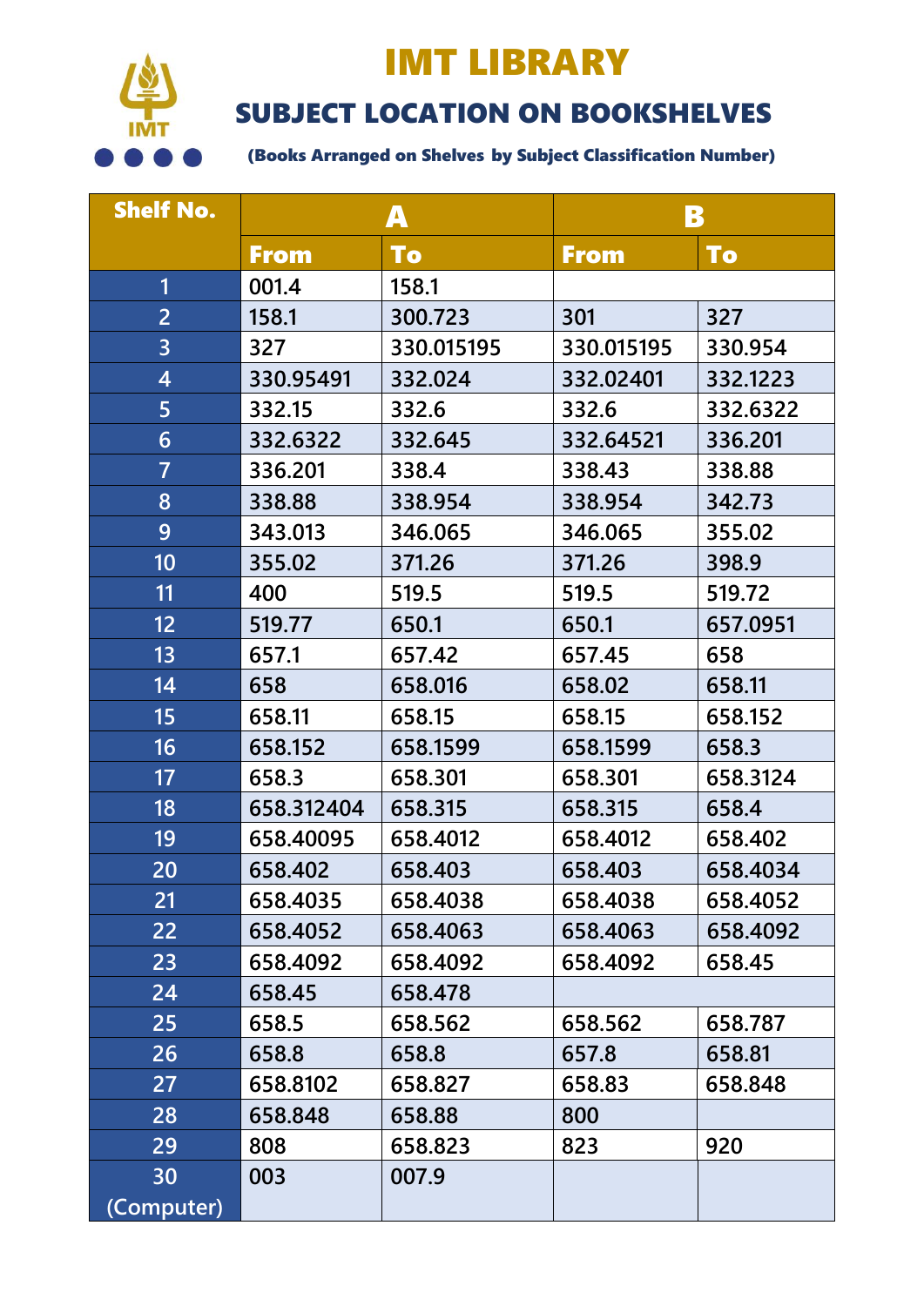# IMT LIBRARY

## SUBJECT LOCATION ON BOOKSHELVES

**(Books Arranged on Shelves by Subject Classification Number)**

| Shelf No. | A | | B | |
|---|---|---|---|---|
| | From | To | From | To |
| 1 | 001.4 | 158.1 | | |
| 2 | 158.1 | 300.723 | 301 | 327 |
| 3 | 327 | 330.015195 | 330.015195 | 330.954 |
| 4 | 330.95491 | 332.024 | 332.02401 | 332.1223 |
| 5 | 332.15 | 332.6 | 332.6 | 332.6322 |
| 6 | 332.6322 | 332.645 | 332.64521 | 336.201 |
| 7 | 336.201 | 338.4 | 338.43 | 338.88 |
| 8 | 338.88 | 338.954 | 338.954 | 342.73 |
| 9 | 343.013 | 346.065 | 346.065 | 355.02 |
| 10 | 355.02 | 371.26 | 371.26 | 398.9 |
| 11 | 400 | 519.5 | 519.5 | 519.72 |
| 12 | 519.77 | 650.1 | 650.1 | 657.0951 |
| 13 | 657.1 | 657.42 | 657.45 | 658 |
| 14 | 658 | 658.016 | 658.02 | 658.11 |
| 15 | 658.11 | 658.15 | 658.15 | 658.152 |
| 16 | 658.152 | 658.1599 | 658.1599 | 658.3 |
| 17 | 658.3 | 658.301 | 658.301 | 658.3124 |
| 18 | 658.312404 | 658.315 | 658.315 | 658.4 |
| 19 | 658.40095 | 658.4012 | 658.4012 | 658.402 |
| 20 | 658.402 | 658.403 | 658.403 | 658.4034 |
| 21 | 658.4035 | 658.4038 | 658.4038 | 658.4052 |
| 22 | 658.4052 | 658.4063 | 658.4063 | 658.4092 |
| 23 | 658.4092 | 658.4092 | 658.4092 | 658.45 |
| 24 | 658.45 | 658.478 | | |
| 25 | 658.5 | 658.562 | 658.562 | 658.787 |
| 26 | 658.8 | 658.8 | 657.8 | 658.81 |
| 27 | 658.8102 | 658.827 | 658.83 | 658.848 |
| 28 | 658.848 | 658.88 | 800 | |
| 29 | 808 | 658.823 | 823 | 920 |
| 30 (Computer) | 003 | 007.9 | | |